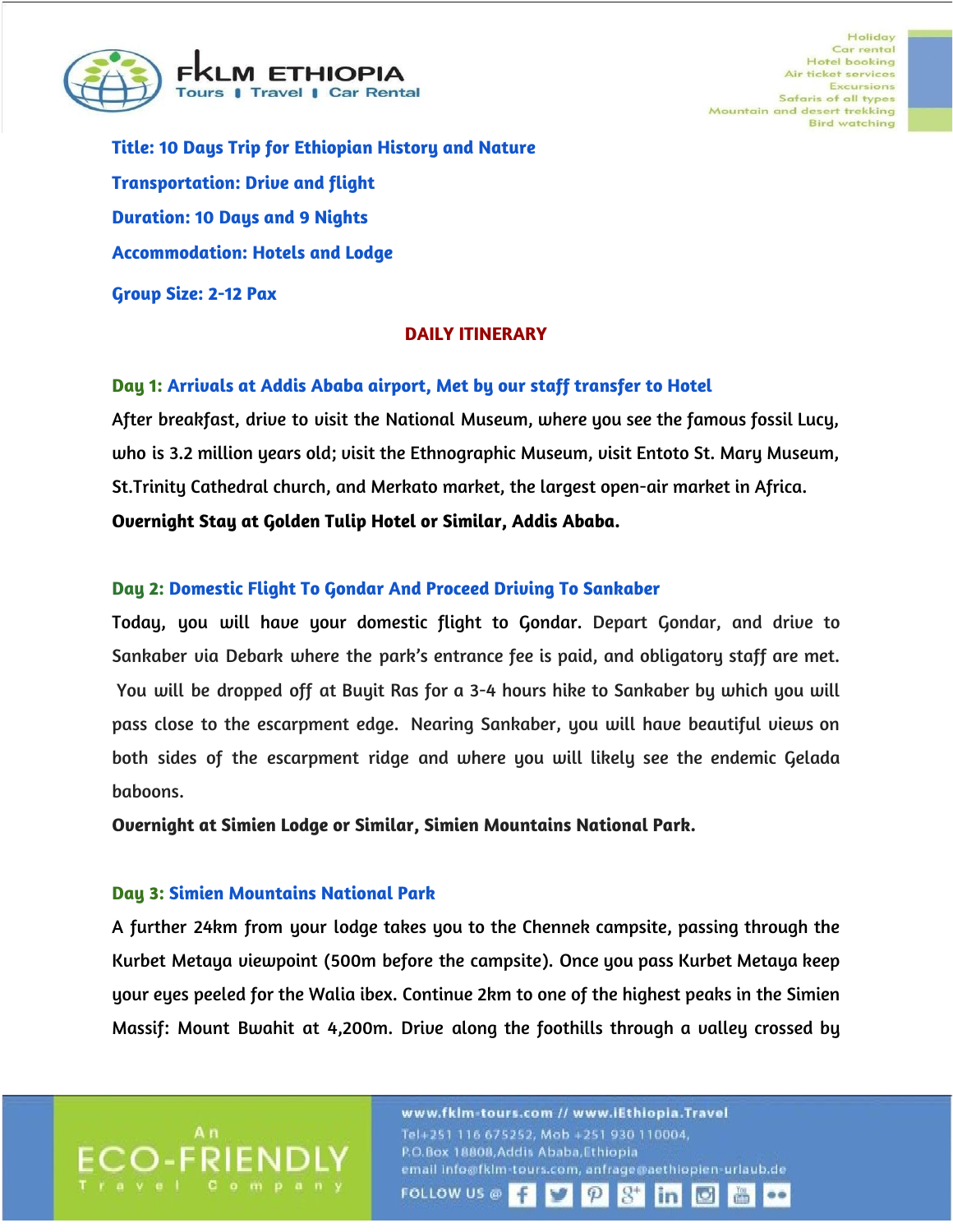**Title: 10 Days Trip for Ethiopian History and Nature**

**Transportation: Drive and flight**

**Duration: 10 Days and 9 Nights**

**Accommodation: Hotels and Lodge**

**Group Size: 2-12 Pax**

## DAILY ITINERARY

### Day 1: Arrivals at Addis Ababa airport, Met by our staff transfer to Hotel

After breakfast, drive to visit the National Museum, where you see the famous fossil Lucy, who is 3.2 million years old; visit the Ethnographic Museum, visit Entoto St. Mary Museum, St.Trinity Cathedral church, and Merkato market, the largest open-air market in Africa.

**Overnight Stay at Golden Tulip Hotel or Similar, Addis Ababa.**

### Day 2: Domestic Flight To Gondar And Proceed Driving To Sankaber

Today, you will have your domestic flight to Gondar. Depart Gondar, and drive to Sankaber via Debark where the park's entrance fee is paid, and obligatory staff are met. You will be dropped off at Buyit Ras for a 3-4 hours hike to Sankaber by which you will pass close to the escarpment edge. Nearing Sankaber, you will have beautiful views on both sides of the escarpment ridge and where you will likely see the endemic Gelada baboons.

**Overnight at Simien Lodge or Similar, Simien Mountains National Park.**

### Day 3: Simien Mountains National Park

A further 24km from your lodge takes you to the Chennek campsite, passing through the Kurbet Metaya viewpoint (500m before the campsite). Once you pass Kurbet Metaya keep your eyes peeled for the Walia ibex. Continue 2km to one of the highest peaks in the Simien Massif: Mount Bwahit at 4,200m. Drive along the foothills through a valley crossed by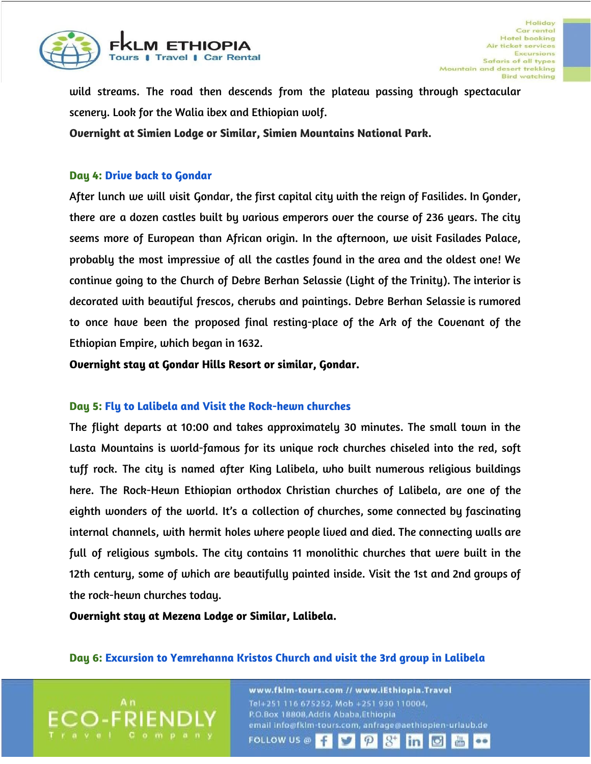wild streams. The road then descends from the plateau passing through spectacular scenery. Look for the Walia ibex and Ethiopian wolf.

**Overnight at Simien Lodge or Similar, Simien Mountains National Park.**

### Day 4: Drive back to Gondar

After lunch we will visit Gondar, the first capital city with the reign of Fasilides. In Gonder, there are a dozen castles built by various emperors over the course of 236 years. The city seems more of European than African origin. In the afternoon, we visit Fasilades Palace, probably the most impressive of all the castles found in the area and the oldest one! We continue going to the Church of Debre Berhan Selassie (Light of the Trinity). The interior is decorated with beautiful frescos, cherubs and paintings. Debre Berhan Selassie is rumored to once have been the proposed final resting-place of the Ark of the Covenant of the Ethiopian Empire, which began in 1632.

**Overnight stay at Gondar Hills Resort or similar, Gondar.**

### Day 5: Fly to Lalibela and Visit the Rock-hewn churches

The flight departs at 10:00 and takes approximately 30 minutes. The small town in the Lasta Mountains is world-famous for its unique rock churches chiseled into the red, soft tuff rock. The city is named after King Lalibela, who built numerous religious buildings here. The Rock-Hewn Ethiopian orthodox Christian churches of Lalibela, are one of the eighth wonders of the world. It's a collection of churches, some connected by fascinating internal channels, with hermit holes where people lived and died. The connecting walls are full of religious symbols. The city contains 11 monolithic churches that were built in the 12th century, some of which are beautifully painted inside. Visit the 1st and 2nd groups of the rock-hewn churches today.

**Overnight stay at Mezena Lodge or Similar, Lalibela.**

### Day 6: Excursion to Yemrehanna Kristos Church and visit the 3rd group in Lalibela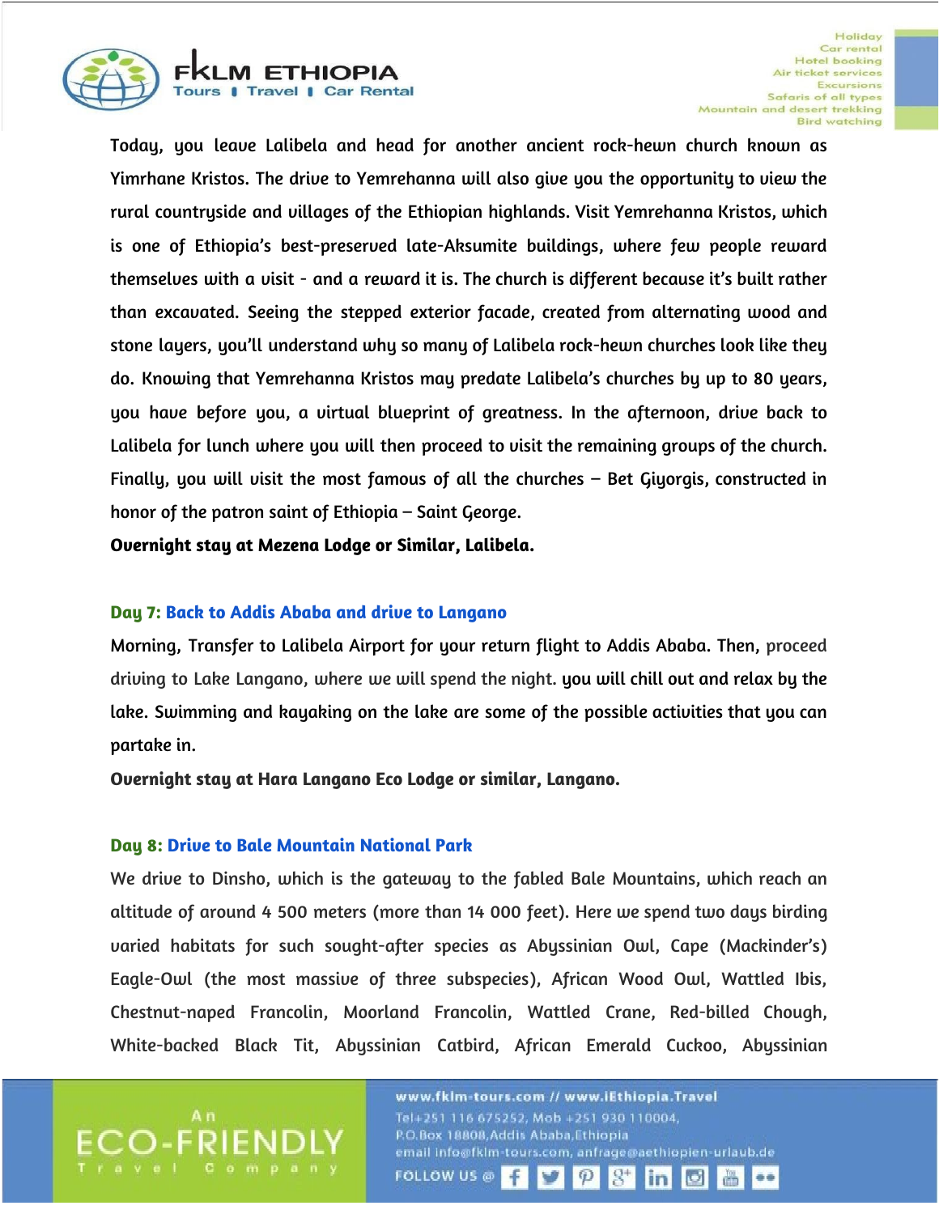Today, you leave Lalibela and head for another ancient rock-hewn church known as Yimrhane Kristos. The drive to Yemrehanna will also give you the opportunity to view the rural countryside and villages of the Ethiopian highlands. Visit Yemrehanna Kristos, which is one of Ethiopia's best-preserved late-Aksumite buildings, where few people reward themselves with a visit - and a reward it is. The church is different because it's built rather than excavated. Seeing the stepped exterior facade, created from alternating wood and stone layers, you'll understand why so many of Lalibela rock-hewn churches look like they do. Knowing that Yemrehanna Kristos may predate Lalibela's churches by up to 80 years, you have before you, a virtual blueprint of greatness. In the afternoon, drive back to Lalibela for lunch where you will then proceed to visit the remaining groups of the church. Finally, you will visit the most famous of all the churches – Bet Giyorgis, constructed in honor of the patron saint of Ethiopia – Saint George.

**Overnight stay at Mezena Lodge or Similar, Lalibela.**

### Day 7: Back to Addis Ababa and drive to Langano

Morning, Transfer to Lalibela Airport for your return flight to Addis Ababa. Then, proceed driving to Lake Langano, where we will spend the night. you will chill out and relax by the lake. Swimming and kayaking on the lake are some of the possible activities that you can partake in.

**Overnight stay at Hara Langano Eco Lodge or similar, Langano.**

### Day 8: Drive to Bale Mountain National Park

We drive to Dinsho, which is the gateway to the fabled Bale Mountains, which reach an altitude of around 4 500 meters (more than 14 000 feet). Here we spend two days birding varied habitats for such sought-after species as Abyssinian Owl, Cape (Mackinder's) Eagle-Owl (the most massive of three subspecies), African Wood Owl, Wattled Ibis, Chestnut-naped Francolin, Moorland Francolin, Wattled Crane, Red-billed Chough, White-backed Black Tit, Abyssinian Catbird, African Emerald Cuckoo, Abyssinian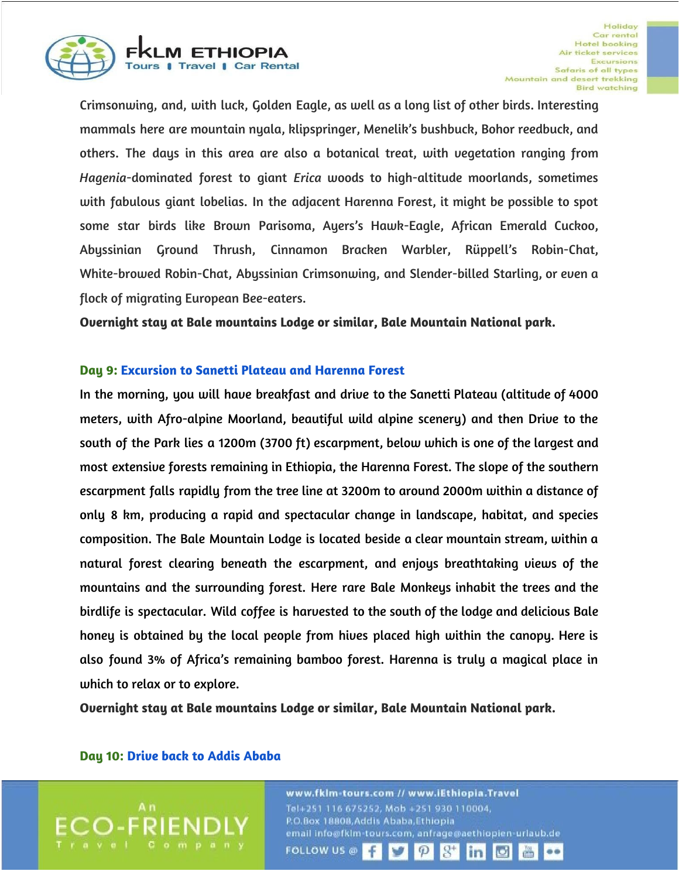Crimsonwing, and, with luck, Golden Eagle, as well as a long list of other birds. Interesting mammals here are mountain nyala, klipspringer, Menelik's bushbuck, Bohor reedbuck, and others. The days in this area are also a botanical treat, with vegetation ranging from *Hagenia*-dominated forest to giant *Erica* woods to high-altitude moorlands, sometimes with fabulous giant lobelias. In the adjacent Harenna Forest, it might be possible to spot some star birds like Brown Parisoma, Ayers's Hawk-Eagle, African Emerald Cuckoo, Abyssinian Ground Thrush, Cinnamon Bracken Warbler, Rüppell's Robin-Chat, White-browed Robin-Chat, Abyssinian Crimsonwing, and Slender-billed Starling, or even a flock of migrating European Bee-eaters.

**Overnight stay at Bale mountains Lodge or similar, Bale Mountain National park.**

## Day 9: Excursion to Sanetti Plateau and Harenna Forest

In the morning, you will have breakfast and drive to the Sanetti Plateau (altitude of 4000 meters, with Afro-alpine Moorland, beautiful wild alpine scenery) and then Drive to the south of the Park lies a 1200m (3700 ft) escarpment, below which is one of the largest and most extensive forests remaining in Ethiopia, the Harenna Forest. The slope of the southern escarpment falls rapidly from the tree line at 3200m to around 2000m within a distance of only 8 km, producing a rapid and spectacular change in landscape, habitat, and species composition. The Bale Mountain Lodge is located beside a clear mountain stream, within a natural forest clearing beneath the escarpment, and enjoys breathtaking views of the mountains and the surrounding forest. Here rare Bale Monkeys inhabit the trees and the birdlife is spectacular. Wild coffee is harvested to the south of the lodge and delicious Bale honey is obtained by the local people from hives placed high within the canopy. Here is also found 3% of Africa's remaining bamboo forest. Harenna is truly a magical place in which to relax or to explore.

**Overnight stay at Bale mountains Lodge or similar, Bale Mountain National park.**

## Day 10: Drive back to Addis Ababa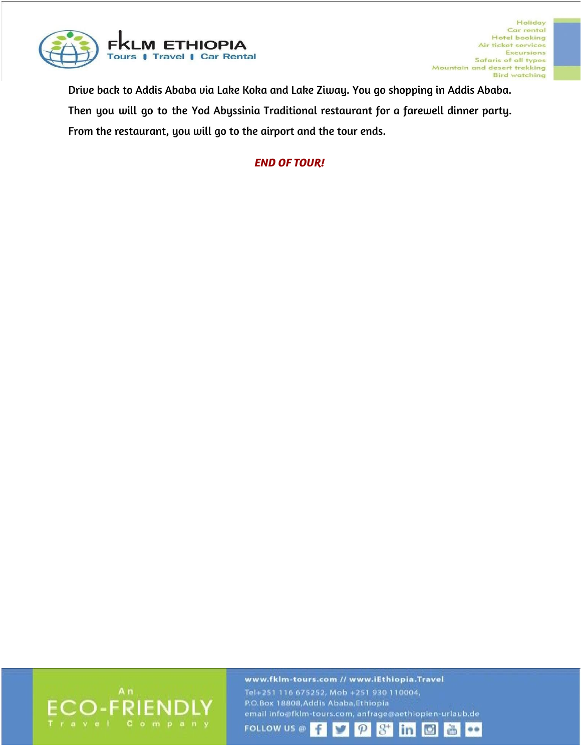Drive back to Addis Ababa via Lake Koka and Lake Ziway. You go shopping in Addis Ababa. Then you will go to the Yod Abyssinia Traditional restaurant for a farewell dinner party. From the restaurant, you will go to the airport and the tour ends.

***END OF TOUR!***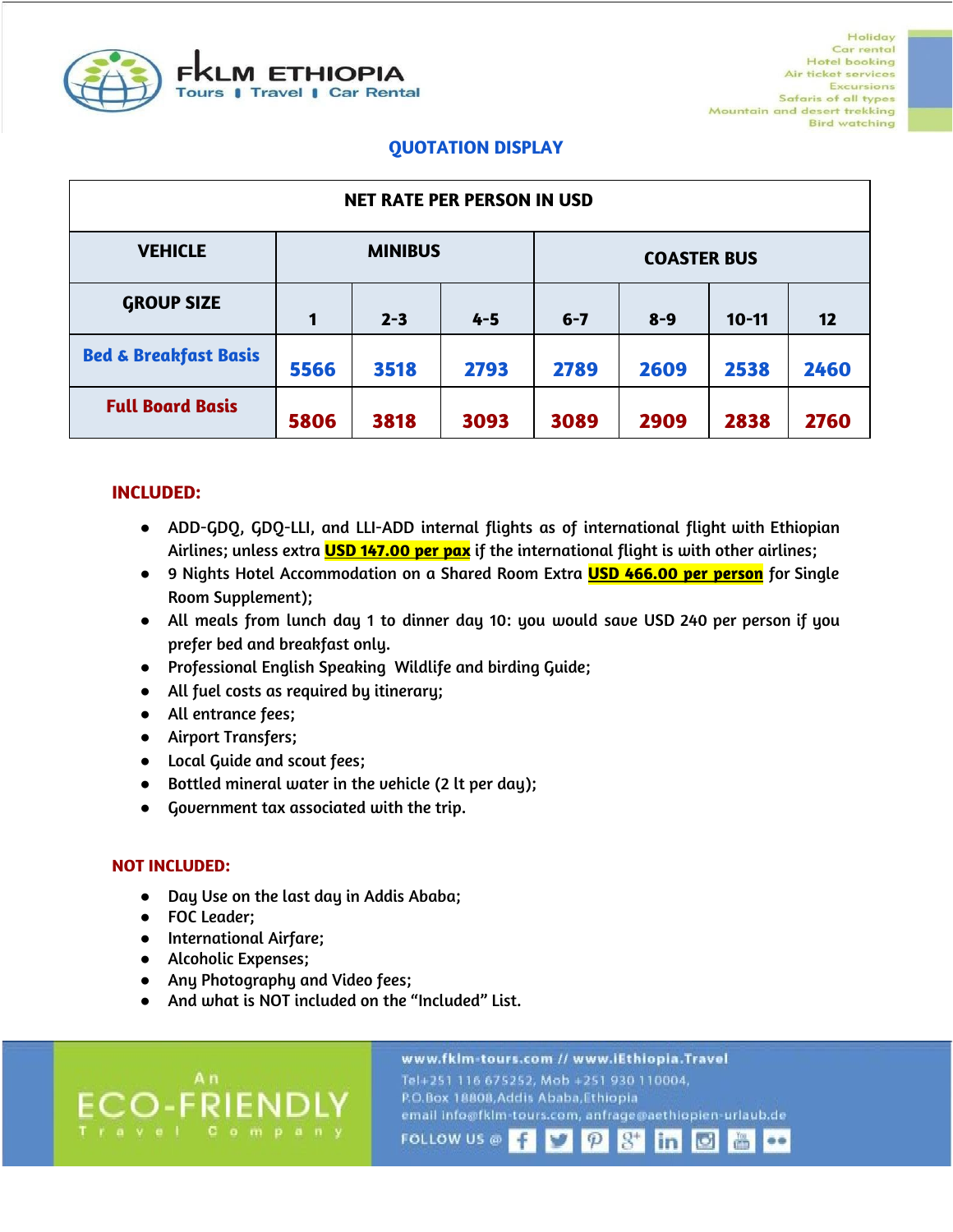## QUOTATION DISPLAY

| NET RATE PER PERSON IN USD | | | | | | | |
|---|---|---|---|---|---|---|---|
| **VEHICLE** | **MINIBUS** | | | **COASTER BUS** | | | |
| **GROUP SIZE** | **1** | **2-3** | **4-5** | **6-7** | **8-9** | **10-11** | **12** |
| **Bed & Breakfast Basis** | **5566** | **3518** | **2793** | **2789** | **2609** | **2538** | **2460** |
| **Full Board Basis** | **5806** | **3818** | **3093** | **3089** | **2909** | **2838** | **2760** |

### INCLUDED:

- ADD-GDQ, GDQ-LLI, and LLI-ADD internal flights as of international flight with Ethiopian Airlines; unless extra **USD 147.00 per pax** if the international flight is with other airlines;
- 9 Nights Hotel Accommodation on a Shared Room Extra **USD 466.00 per person** for Single Room Supplement);
- All meals from lunch day 1 to dinner day 10: you would save USD 240 per person if you prefer bed and breakfast only.
- Professional English Speaking Wildlife and birding Guide;
- All fuel costs as required by itinerary;
- All entrance fees;
- Airport Transfers;
- Local Guide and scout fees;
- Bottled mineral water in the vehicle (2 lt per day);
- Government tax associated with the trip.

### NOT INCLUDED:

- Day Use on the last day in Addis Ababa;
- FOC Leader;
- International Airfare;
- Alcoholic Expenses;
- Any Photography and Video fees;
- And what is NOT included on the "Included" List.